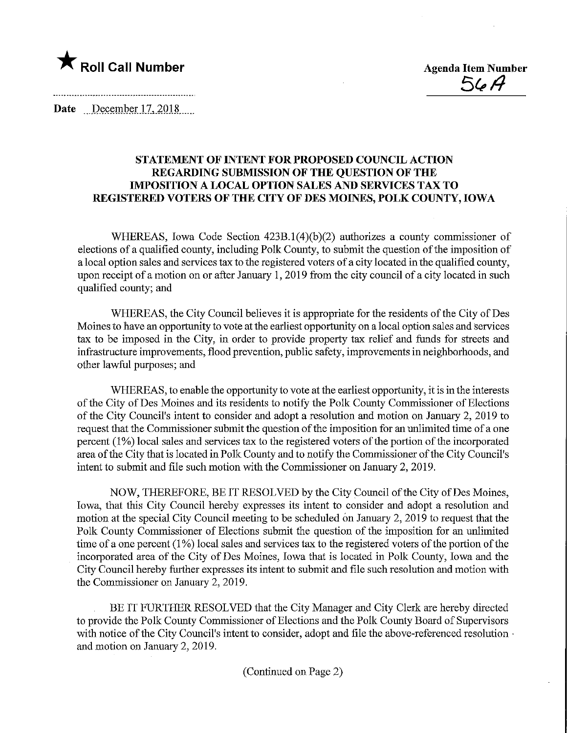★ **Roll Call Number**

**Agenda Item Number**
56A

**Date** December 17, 2018

## STATEMENT OF INTENT FOR PROPOSED COUNCIL ACTION REGARDING SUBMISSION OF THE QUESTION OF THE IMPOSITION A LOCAL OPTION SALES AND SERVICES TAX TO REGISTERED VOTERS OF THE CITY OF DES MOINES, POLK COUNTY, IOWA

WHEREAS, Iowa Code Section 423B.1(4)(b)(2) authorizes a county commissioner of elections of a qualified county, including Polk County, to submit the question of the imposition of a local option sales and services tax to the registered voters of a city located in the qualified county, upon receipt of a motion on or after January 1, 2019 from the city council of a city located in such qualified county; and

WHEREAS, the City Council believes it is appropriate for the residents of the City of Des Moines to have an opportunity to vote at the earliest opportunity on a local option sales and services tax to be imposed in the City, in order to provide property tax relief and funds for streets and infrastructure improvements, flood prevention, public safety, improvements in neighborhoods, and other lawful purposes; and

WHEREAS, to enable the opportunity to vote at the earliest opportunity, it is in the interests of the City of Des Moines and its residents to notify the Polk County Commissioner of Elections of the City Council's intent to consider and adopt a resolution and motion on January 2, 2019 to request that the Commissioner submit the question of the imposition for an unlimited time of a one percent (1%) local sales and services tax to the registered voters of the portion of the incorporated area of the City that is located in Polk County and to notify the Commissioner of the City Council's intent to submit and file such motion with the Commissioner on January 2, 2019.

NOW, THEREFORE, BE IT RESOLVED by the City Council of the City of Des Moines, Iowa, that this City Council hereby expresses its intent to consider and adopt a resolution and motion at the special City Council meeting to be scheduled on January 2, 2019 to request that the Polk County Commissioner of Elections submit the question of the imposition for an unlimited time of a one percent (1%) local sales and services tax to the registered voters of the portion of the incorporated area of the City of Des Moines, Iowa that is located in Polk County, Iowa and the City Council hereby further expresses its intent to submit and file such resolution and motion with the Commissioner on January 2, 2019.

BE IT FURTHER RESOLVED that the City Manager and City Clerk are hereby directed to provide the Polk County Commissioner of Elections and the Polk County Board of Supervisors with notice of the City Council's intent to consider, adopt and file the above-referenced resolution and motion on January 2, 2019.

(Continued on Page 2)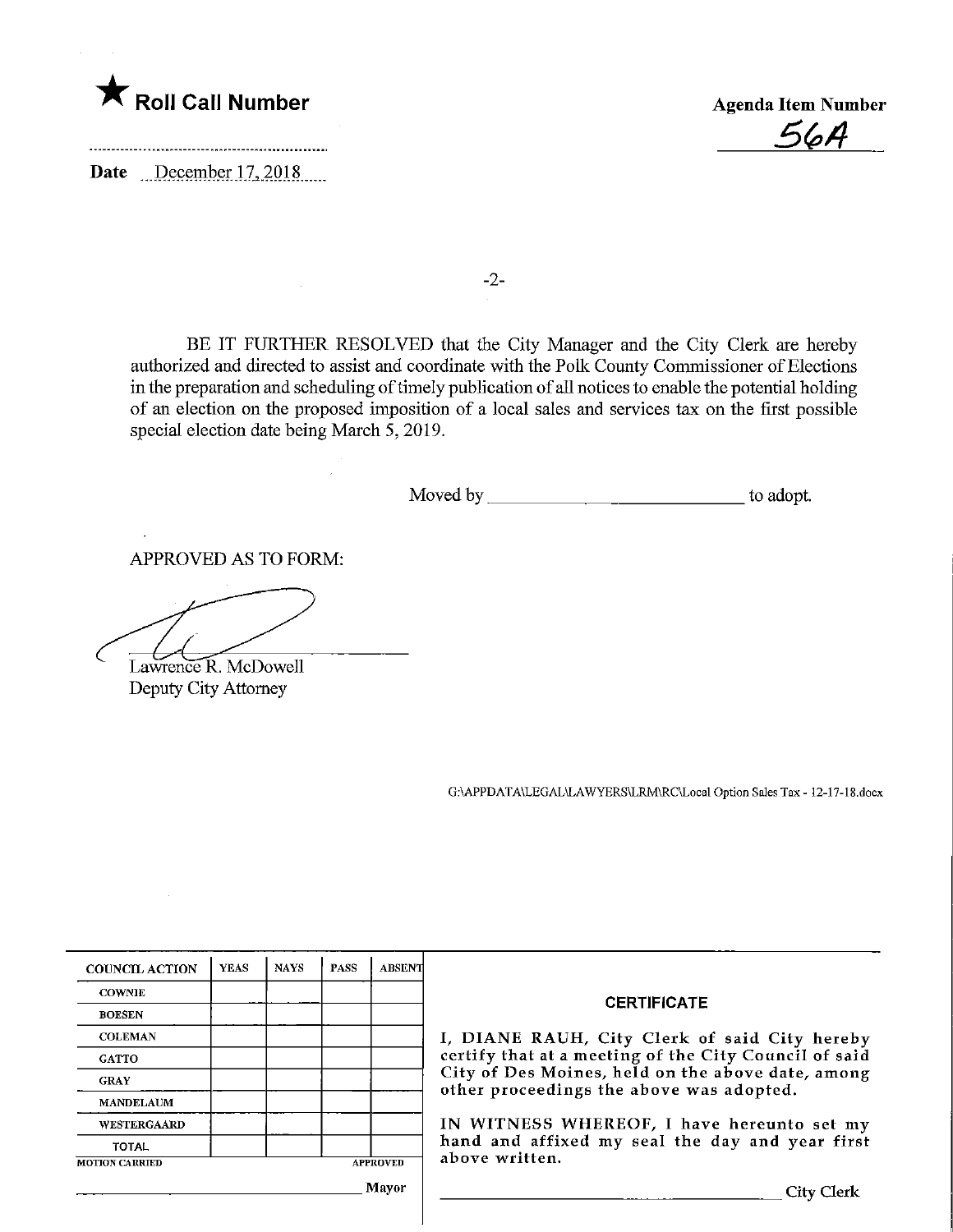★ **Roll Call Number**

**Agenda Item Number**

56A

**Date** December 17, 2018

BE IT FURTHER RESOLVED that the City Manager and the City Clerk are hereby authorized and directed to assist and coordinate with the Polk County Commissioner of Elections in the preparation and scheduling of timely publication of all notices to enable the potential holding of an election on the proposed imposition of a local sales and services tax on the first possible special election date being March 5, 2019.

Moved by ______________________________ to adopt.

APPROVED AS TO FORM:

Lawrence R. McDowell
Deputy City Attorney

G:\APPDATA\LEGAL\LAWYERS\LRM\RC\Local Option Sales Tax - 12-17-18.docx

| COUNCIL ACTION | YEAS | NAYS | PASS | ABSENT |
|---|---|---|---|---|
| COWNIE | | | | |
| BOESEN | | | | |
| COLEMAN | | | | |
| GATTO | | | | |
| GRAY | | | | |
| MANDELAUM | | | | |
| WESTERGAARD | | | | |
| TOTAL | | | | |
| MOTION CARRIED | | | | APPROVED |

______________________________ Mayor

**CERTIFICATE**

I, DIANE RAUH, City Clerk of said City hereby certify that at a meeting of the City Council of said City of Des Moines, held on the above date, among other proceedings the above was adopted.

IN WITNESS WHEREOF, I have hereunto set my hand and affixed my seal the day and year first above written.

______________________________ City Clerk